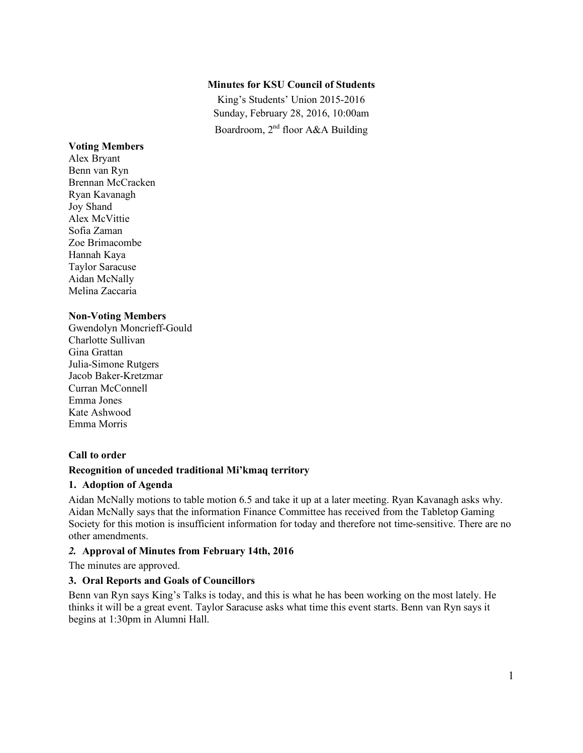**Minutes for KSU Council of Students**

King's Students' Union 2015-2016

Sunday, February 28, 2016, 10:00am

Boardroom, 2nd floor A&A Building

**Voting Members**

Alex Bryant
Benn van Ryn
Brennan McCracken
Ryan Kavanagh
Joy Shand
Alex McVittie
Sofia Zaman
Zoe Brimacombe
Hannah Kaya
Taylor Saracuse
Aidan McNally
Melina Zaccaria

**Non-Voting Members**

Gwendolyn Moncrieff-Gould
Charlotte Sullivan
Gina Grattan
Julia-Simone Rutgers
Jacob Baker-Kretzmar
Curran McConnell
Emma Jones
Kate Ashwood
Emma Morris

**Call to order**

**Recognition of unceded traditional Mi'kmaq territory**

**1. Adoption of Agenda**

Aidan McNally motions to table motion 6.5 and take it up at a later meeting. Ryan Kavanagh asks why. Aidan McNally says that the information Finance Committee has received from the Tabletop Gaming Society for this motion is insufficient information for today and therefore not time-sensitive. There are no other amendments.

***2.* Approval of Minutes from February 14th, 2016**

The minutes are approved.

**3. Oral Reports and Goals of Councillors**

Benn van Ryn says King's Talks is today, and this is what he has been working on the most lately. He thinks it will be a great event. Taylor Saracuse asks what time this event starts. Benn van Ryn says it begins at 1:30pm in Alumni Hall.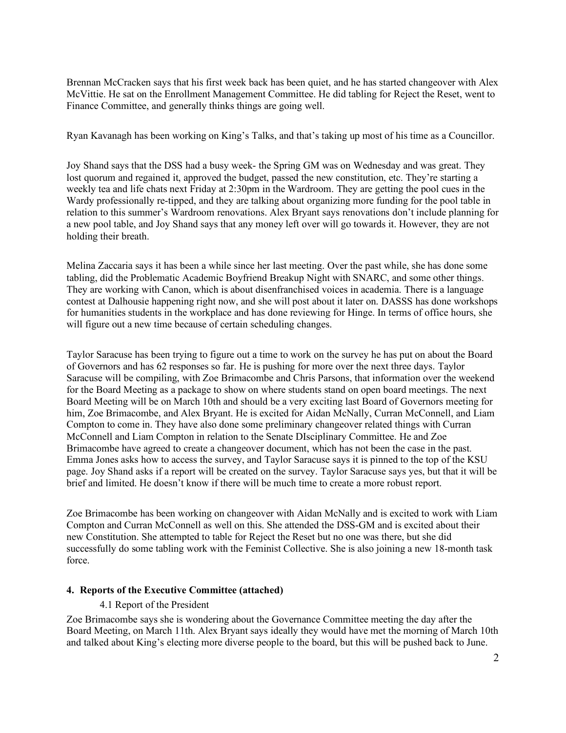Brennan McCracken says that his first week back has been quiet, and he has started changeover with Alex McVittie. He sat on the Enrollment Management Committee. He did tabling for Reject the Reset, went to Finance Committee, and generally thinks things are going well.

Ryan Kavanagh has been working on King's Talks, and that's taking up most of his time as a Councillor.

Joy Shand says that the DSS had a busy week- the Spring GM was on Wednesday and was great. They lost quorum and regained it, approved the budget, passed the new constitution, etc. They're starting a weekly tea and life chats next Friday at 2:30pm in the Wardroom. They are getting the pool cues in the Wardy professionally re-tipped, and they are talking about organizing more funding for the pool table in relation to this summer's Wardroom renovations. Alex Bryant says renovations don't include planning for a new pool table, and Joy Shand says that any money left over will go towards it. However, they are not holding their breath.

Melina Zaccaria says it has been a while since her last meeting. Over the past while, she has done some tabling, did the Problematic Academic Boyfriend Breakup Night with SNARC, and some other things. They are working with Canon, which is about disenfranchised voices in academia. There is a language contest at Dalhousie happening right now, and she will post about it later on. DASSS has done workshops for humanities students in the workplace and has done reviewing for Hinge. In terms of office hours, she will figure out a new time because of certain scheduling changes.

Taylor Saracuse has been trying to figure out a time to work on the survey he has put on about the Board of Governors and has 62 responses so far. He is pushing for more over the next three days. Taylor Saracuse will be compiling, with Zoe Brimacombe and Chris Parsons, that information over the weekend for the Board Meeting as a package to show on where students stand on open board meetings. The next Board Meeting will be on March 10th and should be a very exciting last Board of Governors meeting for him, Zoe Brimacombe, and Alex Bryant. He is excited for Aidan McNally, Curran McConnell, and Liam Compton to come in. They have also done some preliminary changeover related things with Curran McConnell and Liam Compton in relation to the Senate DIsciplinary Committee. He and Zoe Brimacombe have agreed to create a changeover document, which has not been the case in the past. Emma Jones asks how to access the survey, and Taylor Saracuse says it is pinned to the top of the KSU page. Joy Shand asks if a report will be created on the survey. Taylor Saracuse says yes, but that it will be brief and limited. He doesn't know if there will be much time to create a more robust report.

Zoe Brimacombe has been working on changeover with Aidan McNally and is excited to work with Liam Compton and Curran McConnell as well on this. She attended the DSS-GM and is excited about their new Constitution. She attempted to table for Reject the Reset but no one was there, but she did successfully do some tabling work with the Feminist Collective. She is also joining a new 18-month task force.

## 4. Reports of the Executive Committee (attached)

### 4.1 Report of the President

Zoe Brimacombe says she is wondering about the Governance Committee meeting the day after the Board Meeting, on March 11th. Alex Bryant says ideally they would have met the morning of March 10th and talked about King's electing more diverse people to the board, but this will be pushed back to June.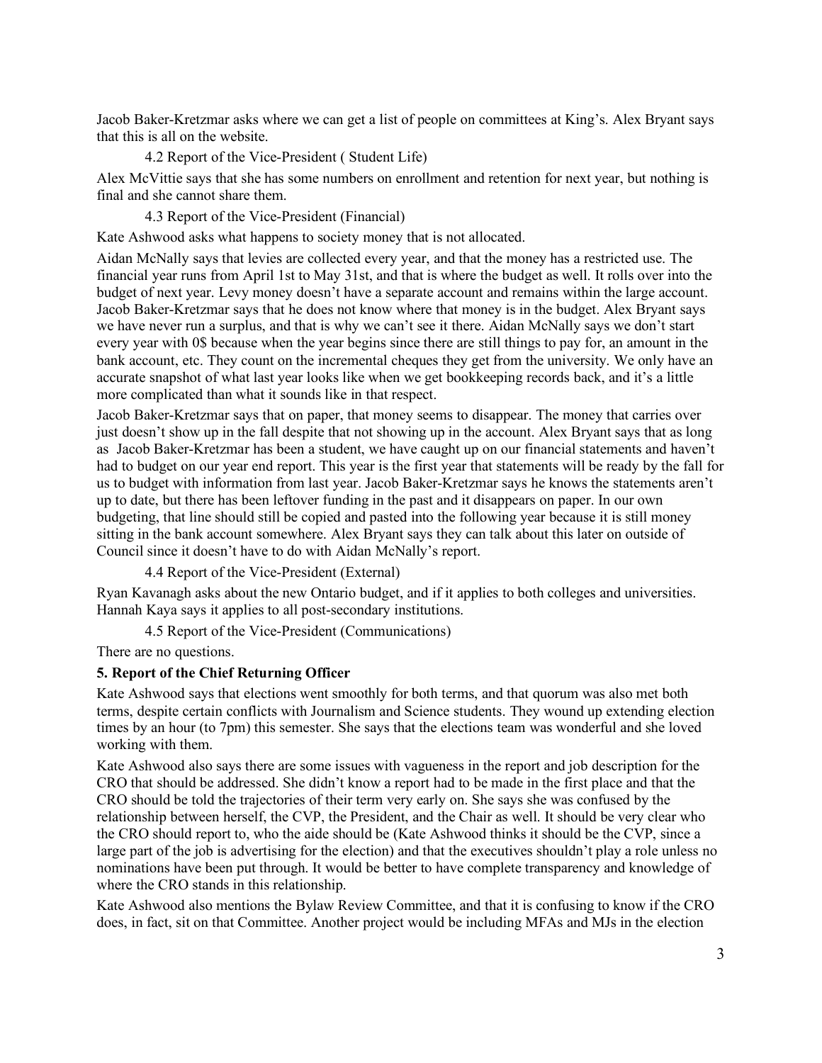Jacob Baker-Kretzmar asks where we can get a list of people on committees at King's. Alex Bryant says that this is all on the website.

4.2 Report of the Vice-President ( Student Life)

Alex McVittie says that she has some numbers on enrollment and retention for next year, but nothing is final and she cannot share them.

4.3 Report of the Vice-President (Financial)

Kate Ashwood asks what happens to society money that is not allocated.

Aidan McNally says that levies are collected every year, and that the money has a restricted use. The financial year runs from April 1st to May 31st, and that is where the budget as well. It rolls over into the budget of next year. Levy money doesn't have a separate account and remains within the large account. Jacob Baker-Kretzmar says that he does not know where that money is in the budget. Alex Bryant says we have never run a surplus, and that is why we can't see it there. Aidan McNally says we don't start every year with 0$ because when the year begins since there are still things to pay for, an amount in the bank account, etc. They count on the incremental cheques they get from the university. We only have an accurate snapshot of what last year looks like when we get bookkeeping records back, and it's a little more complicated than what it sounds like in that respect.

Jacob Baker-Kretzmar says that on paper, that money seems to disappear. The money that carries over just doesn't show up in the fall despite that not showing up in the account. Alex Bryant says that as long as Jacob Baker-Kretzmar has been a student, we have caught up on our financial statements and haven't had to budget on our year end report. This year is the first year that statements will be ready by the fall for us to budget with information from last year. Jacob Baker-Kretzmar says he knows the statements aren't up to date, but there has been leftover funding in the past and it disappears on paper. In our own budgeting, that line should still be copied and pasted into the following year because it is still money sitting in the bank account somewhere. Alex Bryant says they can talk about this later on outside of Council since it doesn't have to do with Aidan McNally's report.

4.4 Report of the Vice-President (External)

Ryan Kavanagh asks about the new Ontario budget, and if it applies to both colleges and universities. Hannah Kaya says it applies to all post-secondary institutions.

4.5 Report of the Vice-President (Communications)

There are no questions.

**5. Report of the Chief Returning Officer**

Kate Ashwood says that elections went smoothly for both terms, and that quorum was also met both terms, despite certain conflicts with Journalism and Science students. They wound up extending election times by an hour (to 7pm) this semester. She says that the elections team was wonderful and she loved working with them.

Kate Ashwood also says there are some issues with vagueness in the report and job description for the CRO that should be addressed. She didn't know a report had to be made in the first place and that the CRO should be told the trajectories of their term very early on. She says she was confused by the relationship between herself, the CVP, the President, and the Chair as well. It should be very clear who the CRO should report to, who the aide should be (Kate Ashwood thinks it should be the CVP, since a large part of the job is advertising for the election) and that the executives shouldn't play a role unless no nominations have been put through. It would be better to have complete transparency and knowledge of where the CRO stands in this relationship.

Kate Ashwood also mentions the Bylaw Review Committee, and that it is confusing to know if the CRO does, in fact, sit on that Committee. Another project would be including MFAs and MJs in the election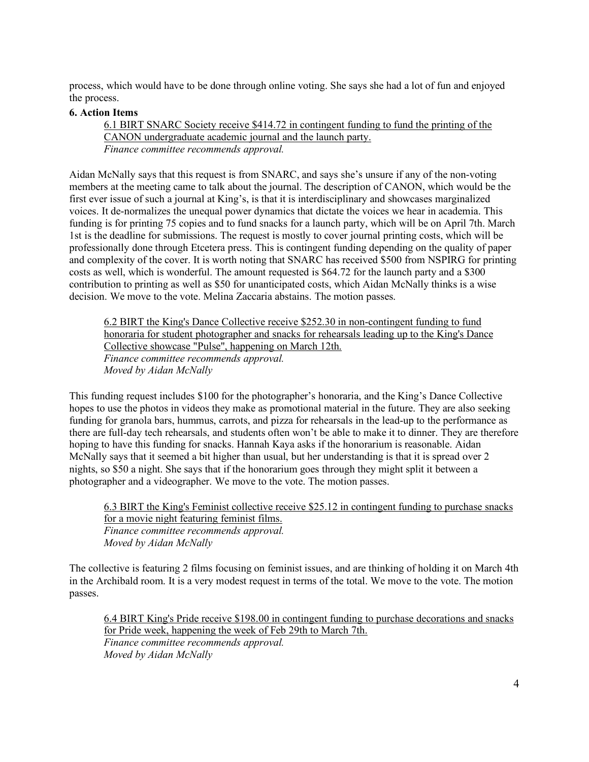process, which would have to be done through online voting. She says she had a lot of fun and enjoyed the process.

**6. Action Items**

> <u>6.1 BIRT SNARC Society receive $414.72 in contingent funding to fund the printing of the CANON undergraduate academic journal and the launch party.</u>
> *Finance committee recommends approval.*

Aidan McNally says that this request is from SNARC, and says she's unsure if any of the non-voting members at the meeting came to talk about the journal. The description of CANON, which would be the first ever issue of such a journal at King's, is that it is interdisciplinary and showcases marginalized voices. It de-normalizes the unequal power dynamics that dictate the voices we hear in academia. This funding is for printing 75 copies and to fund snacks for a launch party, which will be on April 7th. March 1st is the deadline for submissions. The request is mostly to cover journal printing costs, which will be professionally done through Etcetera press. This is contingent funding depending on the quality of paper and complexity of the cover. It is worth noting that SNARC has received $500 from NSPIRG for printing costs as well, which is wonderful. The amount requested is $64.72 for the launch party and a $300 contribution to printing as well as $50 for unanticipated costs, which Aidan McNally thinks is a wise decision. We move to the vote. Melina Zaccaria abstains. The motion passes.

> <u>6.2 BIRT the King's Dance Collective receive $252.30 in non-contingent funding to fund honoraria for student photographer and snacks for rehearsals leading up to the King's Dance Collective showcase "Pulse", happening on March 12th.</u>
> *Finance committee recommends approval.*
> *Moved by Aidan McNally*

This funding request includes $100 for the photographer's honoraria, and the King's Dance Collective hopes to use the photos in videos they make as promotional material in the future. They are also seeking funding for granola bars, hummus, carrots, and pizza for rehearsals in the lead-up to the performance as there are full-day tech rehearsals, and students often won't be able to make it to dinner. They are therefore hoping to have this funding for snacks. Hannah Kaya asks if the honorarium is reasonable. Aidan McNally says that it seemed a bit higher than usual, but her understanding is that it is spread over 2 nights, so $50 a night. She says that if the honorarium goes through they might split it between a photographer and a videographer. We move to the vote. The motion passes.

> <u>6.3 BIRT the King's Feminist collective receive $25.12 in contingent funding to purchase snacks for a movie night featuring feminist films.</u>
> *Finance committee recommends approval.*
> *Moved by Aidan McNally*

The collective is featuring 2 films focusing on feminist issues, and are thinking of holding it on March 4th in the Archibald room. It is a very modest request in terms of the total. We move to the vote. The motion passes.

> <u>6.4 BIRT King's Pride receive $198.00 in contingent funding to purchase decorations and snacks for Pride week, happening the week of Feb 29th to March 7th.</u>
> *Finance committee recommends approval.*
> *Moved by Aidan McNally*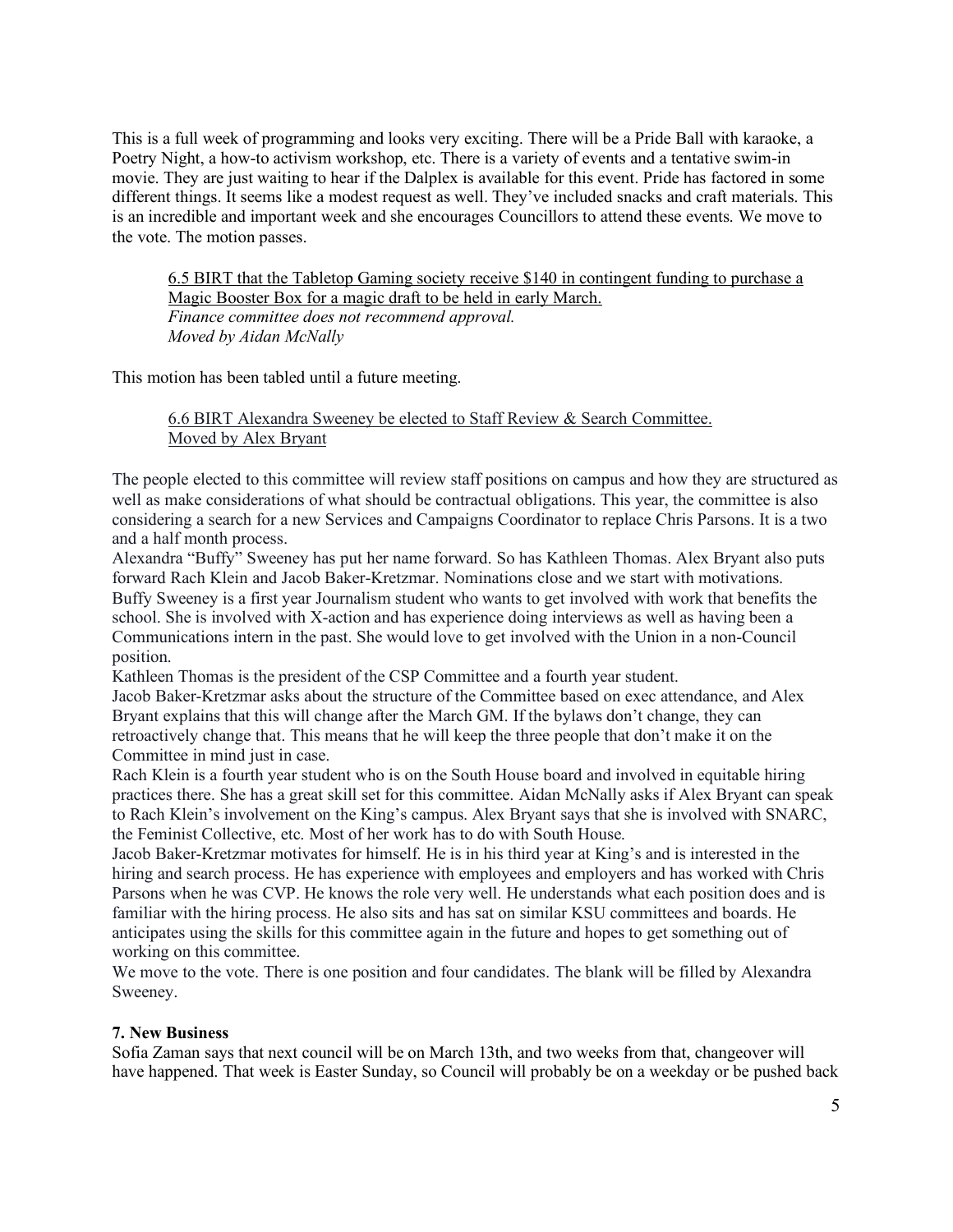This is a full week of programming and looks very exciting. There will be a Pride Ball with karaoke, a Poetry Night, a how-to activism workshop, etc. There is a variety of events and a tentative swim-in movie. They are just waiting to hear if the Dalplex is available for this event. Pride has factored in some different things. It seems like a modest request as well. They've included snacks and craft materials. This is an incredible and important week and she encourages Councillors to attend these events. We move to the vote. The motion passes.

> 6.5 BIRT that the Tabletop Gaming society receive $140 in contingent funding to purchase a Magic Booster Box for a magic draft to be held in early March.
> *Finance committee does not recommend approval.*
> *Moved by Aidan McNally*

This motion has been tabled until a future meeting.

> 6.6 BIRT Alexandra Sweeney be elected to Staff Review & Search Committee.
> Moved by Alex Bryant

The people elected to this committee will review staff positions on campus and how they are structured as well as make considerations of what should be contractual obligations. This year, the committee is also considering a search for a new Services and Campaigns Coordinator to replace Chris Parsons. It is a two and a half month process.

Alexandra "Buffy" Sweeney has put her name forward. So has Kathleen Thomas. Alex Bryant also puts forward Rach Klein and Jacob Baker-Kretzmar. Nominations close and we start with motivations.

Buffy Sweeney is a first year Journalism student who wants to get involved with work that benefits the school. She is involved with X-action and has experience doing interviews as well as having been a Communications intern in the past. She would love to get involved with the Union in a non-Council position.

Kathleen Thomas is the president of the CSP Committee and a fourth year student.

Jacob Baker-Kretzmar asks about the structure of the Committee based on exec attendance, and Alex Bryant explains that this will change after the March GM. If the bylaws don't change, they can retroactively change that. This means that he will keep the three people that don't make it on the Committee in mind just in case.

Rach Klein is a fourth year student who is on the South House board and involved in equitable hiring practices there. She has a great skill set for this committee. Aidan McNally asks if Alex Bryant can speak to Rach Klein's involvement on the King's campus. Alex Bryant says that she is involved with SNARC, the Feminist Collective, etc. Most of her work has to do with South House.

Jacob Baker-Kretzmar motivates for himself. He is in his third year at King's and is interested in the hiring and search process. He has experience with employees and employers and has worked with Chris Parsons when he was CVP. He knows the role very well. He understands what each position does and is familiar with the hiring process. He also sits and has sat on similar KSU committees and boards. He anticipates using the skills for this committee again in the future and hopes to get something out of working on this committee.

We move to the vote. There is one position and four candidates. The blank will be filled by Alexandra Sweeney.

**7. New Business**

Sofia Zaman says that next council will be on March 13th, and two weeks from that, changeover will have happened. That week is Easter Sunday, so Council will probably be on a weekday or be pushed back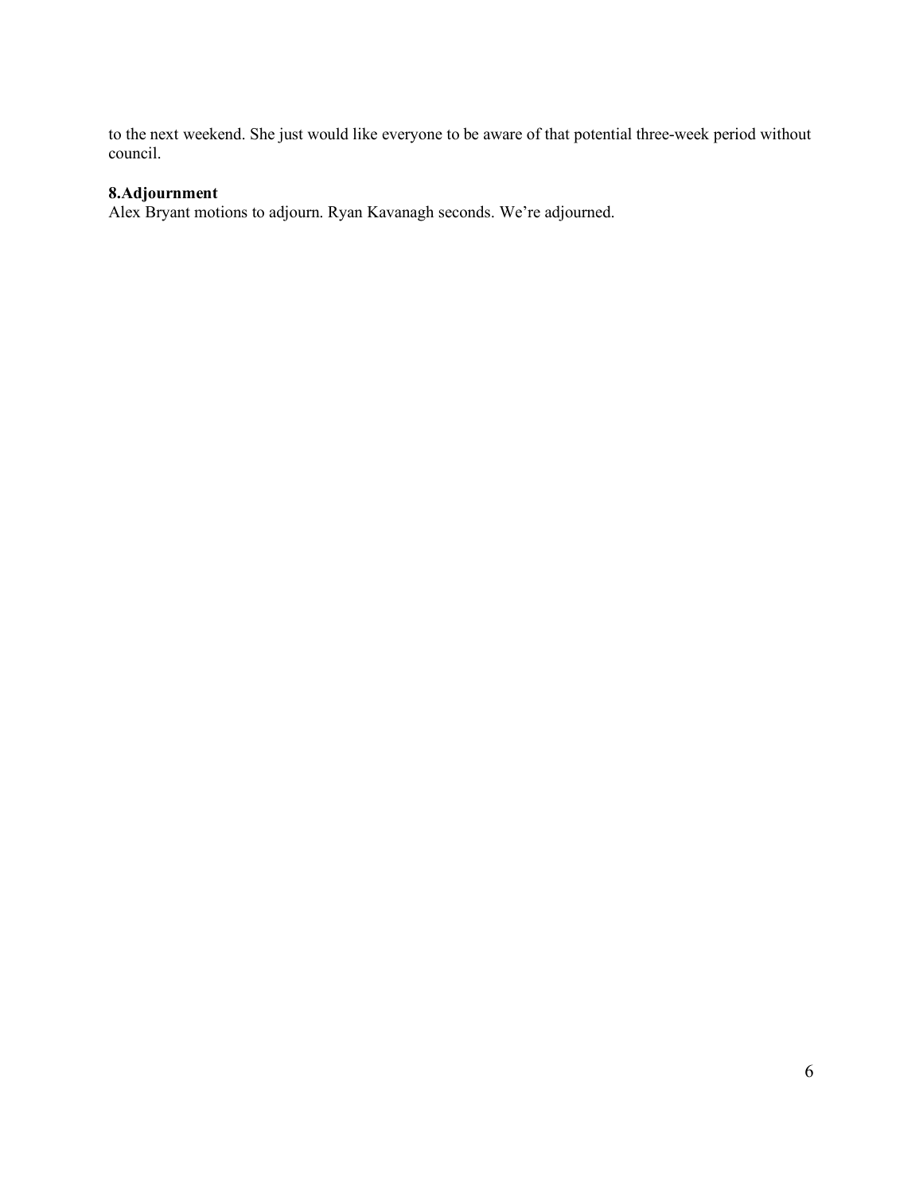to the next weekend. She just would like everyone to be aware of that potential three-week period without council.

**8.Adjournment**

Alex Bryant motions to adjourn. Ryan Kavanagh seconds. We're adjourned.